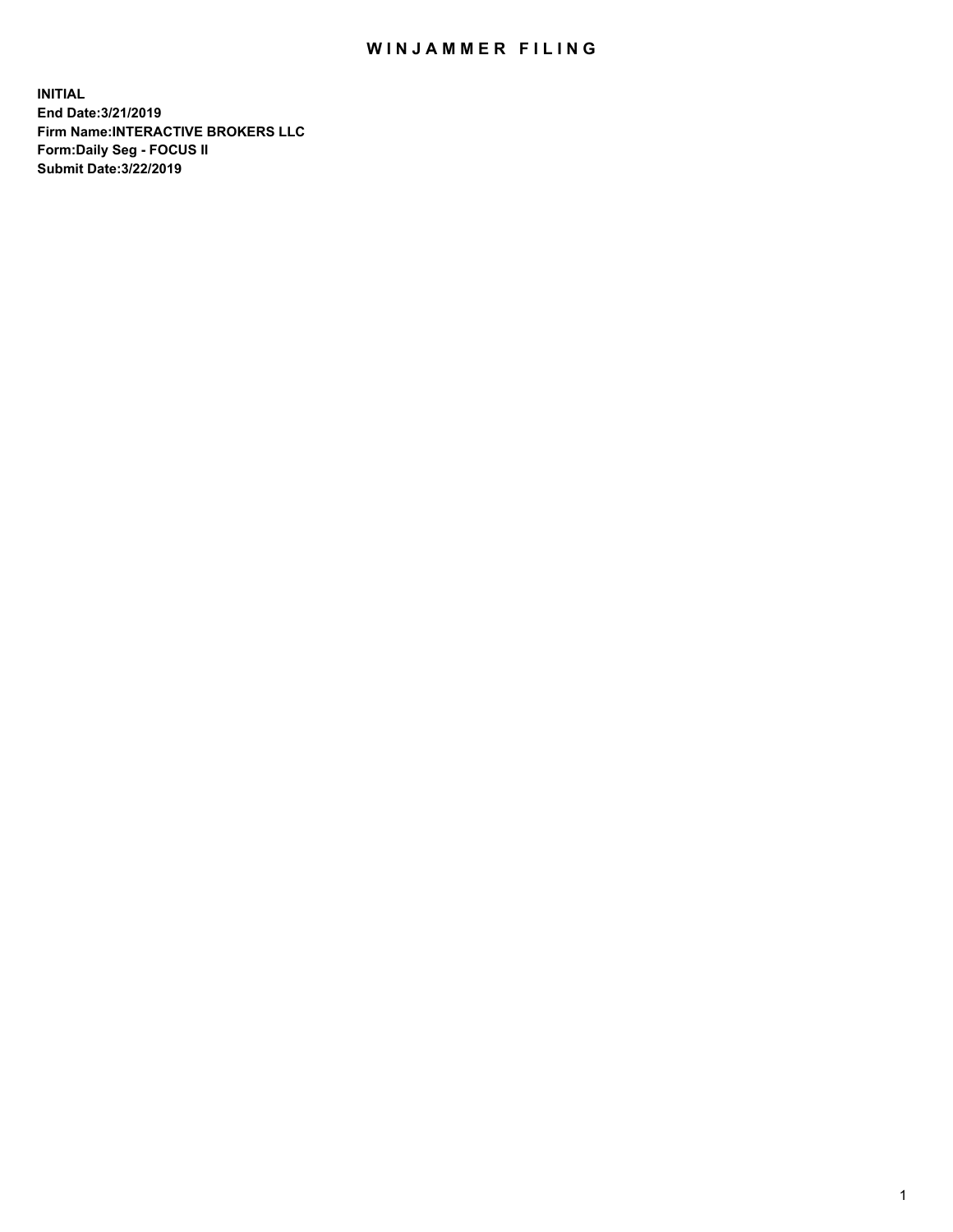# WINJAMMER FILING

**INITIAL**
**End Date:3/21/2019**
**Firm Name:INTERACTIVE BROKERS LLC**
**Form:Daily Seg - FOCUS II**
**Submit Date:3/22/2019**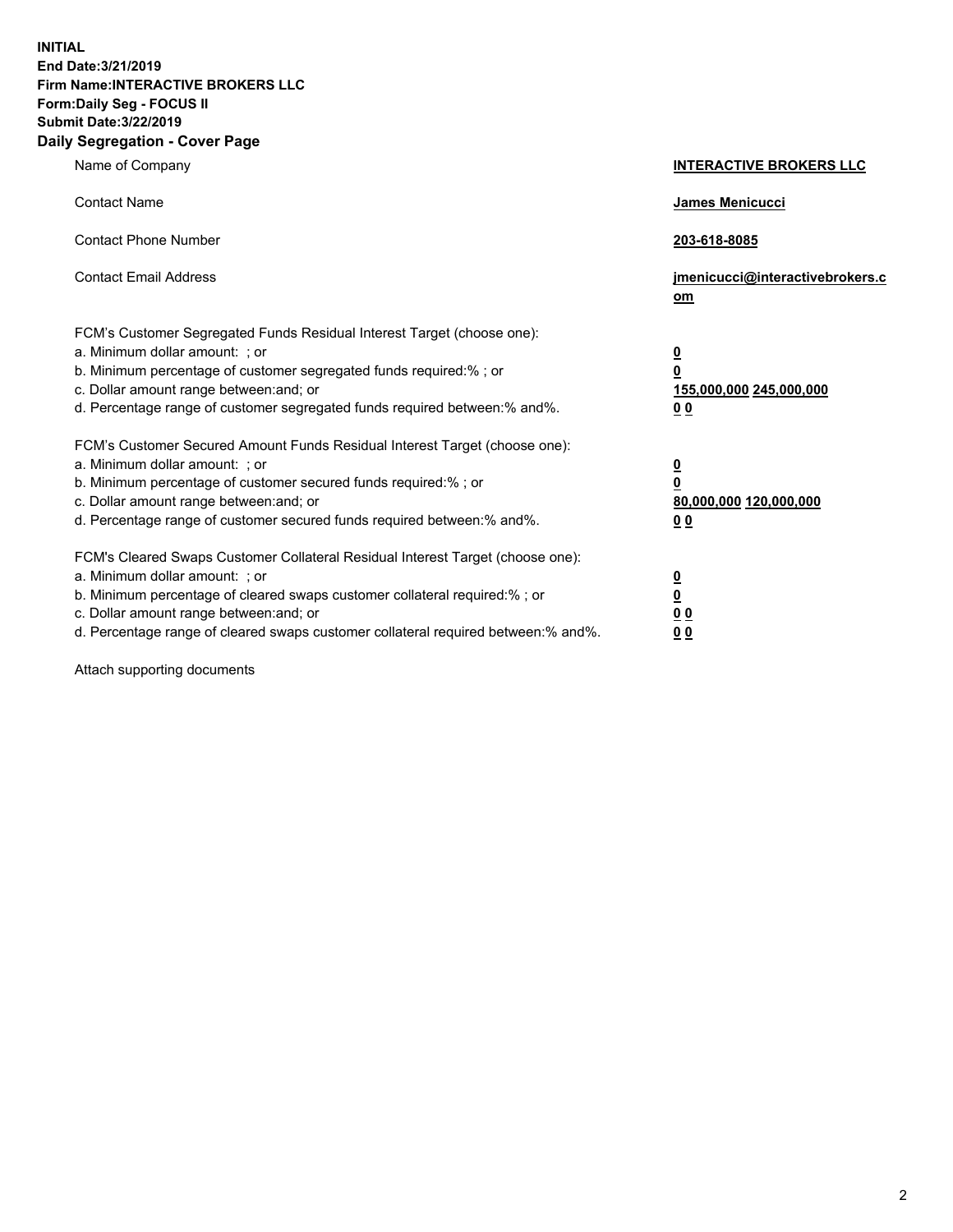**INITIAL**
**End Date:3/21/2019**
**Firm Name:INTERACTIVE BROKERS LLC**
**Form:Daily Seg - FOCUS II**
**Submit Date:3/22/2019**

**Daily Segregation - Cover Page**

| | |
|---|---|
| Name of Company | **INTERACTIVE BROKERS LLC** |
| Contact Name | **James Menicucci** |
| Contact Phone Number | **203-618-8085** |
| Contact Email Address | **jmenicucci@interactivebrokers.com** |
| FCM's Customer Segregated Funds Residual Interest Target (choose one): | |
| a. Minimum dollar amount: ; or | **0** |
| b. Minimum percentage of customer segregated funds required:% ; or | **0** |
| c. Dollar amount range between:and; or | **155,000,000 245,000,000** |
| d. Percentage range of customer segregated funds required between:% and%. | **0 0** |
| FCM's Customer Secured Amount Funds Residual Interest Target (choose one): | |
| a. Minimum dollar amount: ; or | **0** |
| b. Minimum percentage of customer secured funds required:% ; or | **0** |
| c. Dollar amount range between:and; or | **80,000,000 120,000,000** |
| d. Percentage range of customer secured funds required between:% and%. | **0 0** |
| FCM's Cleared Swaps Customer Collateral Residual Interest Target (choose one): | |
| a. Minimum dollar amount: ; or | **0** |
| b. Minimum percentage of cleared swaps customer collateral required:% ; or | **0** |
| c. Dollar amount range between:and; or | **0 0** |
| d. Percentage range of cleared swaps customer collateral required between:% and%. | **0 0** |

Attach supporting documents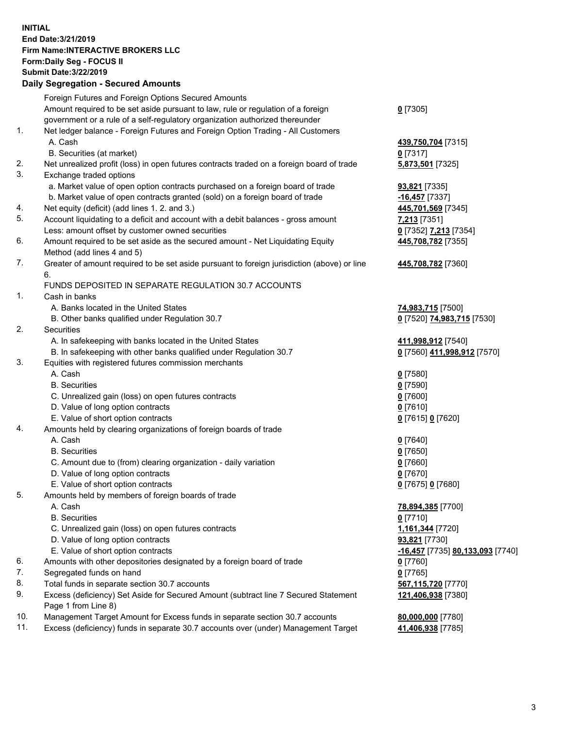**INITIAL**
**End Date:3/21/2019**
**Firm Name:INTERACTIVE BROKERS LLC**
**Form:Daily Seg - FOCUS II**
**Submit Date:3/22/2019**

## Daily Segregation - Secured Amounts

| | | |
|---|---|---|
| | Foreign Futures and Foreign Options Secured Amounts | |
| | Amount required to be set aside pursuant to law, rule or regulation of a foreign government or a rule of a self-regulatory organization authorized thereunder | **0** [7305] |
| 1. | Net ledger balance - Foreign Futures and Foreign Option Trading - All Customers | |
| | A. Cash | **439,750,704** [7315] |
| | B. Securities (at market) | **0** [7317] |
| 2. | Net unrealized profit (loss) in open futures contracts traded on a foreign board of trade | **5,873,501** [7325] |
| 3. | Exchange traded options | |
| | a. Market value of open option contracts purchased on a foreign board of trade | **93,821** [7335] |
| | b. Market value of open contracts granted (sold) on a foreign board of trade | **-16,457** [7337] |
| 4. | Net equity (deficit) (add lines 1. 2. and 3.) | **445,701,569** [7345] |
| 5. | Account liquidating to a deficit and account with a debit balances - gross amount | **7,213** [7351] |
| | Less: amount offset by customer owned securities | **0** [7352] **7,213** [7354] |
| 6. | Amount required to be set aside as the secured amount - Net Liquidating Equity Method (add lines 4 and 5) | **445,708,782** [7355] |
| 7. | Greater of amount required to be set aside pursuant to foreign jurisdiction (above) or line 6. | **445,708,782** [7360] |
| | FUNDS DEPOSITED IN SEPARATE REGULATION 30.7 ACCOUNTS | |
| 1. | Cash in banks | |
| | A. Banks located in the United States | **74,983,715** [7500] |
| | B. Other banks qualified under Regulation 30.7 | **0** [7520] **74,983,715** [7530] |
| 2. | Securities | |
| | A. In safekeeping with banks located in the United States | **411,998,912** [7540] |
| | B. In safekeeping with other banks qualified under Regulation 30.7 | **0** [7560] **411,998,912** [7570] |
| 3. | Equities with registered futures commission merchants | |
| | A. Cash | **0** [7580] |
| | B. Securities | **0** [7590] |
| | C. Unrealized gain (loss) on open futures contracts | **0** [7600] |
| | D. Value of long option contracts | **0** [7610] |
| | E. Value of short option contracts | **0** [7615] **0** [7620] |
| 4. | Amounts held by clearing organizations of foreign boards of trade | |
| | A. Cash | **0** [7640] |
| | B. Securities | **0** [7650] |
| | C. Amount due to (from) clearing organization - daily variation | **0** [7660] |
| | D. Value of long option contracts | **0** [7670] |
| | E. Value of short option contracts | **0** [7675] **0** [7680] |
| 5. | Amounts held by members of foreign boards of trade | |
| | A. Cash | **78,894,385** [7700] |
| | B. Securities | **0** [7710] |
| | C. Unrealized gain (loss) on open futures contracts | **1,161,344** [7720] |
| | D. Value of long option contracts | **93,821** [7730] |
| | E. Value of short option contracts | **-16,457** [7735] **80,133,093** [7740] |
| 6. | Amounts with other depositories designated by a foreign board of trade | **0** [7760] |
| 7. | Segregated funds on hand | **0** [7765] |
| 8. | Total funds in separate section 30.7 accounts | **567,115,720** [7770] |
| 9. | Excess (deficiency) Set Aside for Secured Amount (subtract line 7 Secured Statement Page 1 from Line 8) | **121,406,938** [7380] |
| 10. | Management Target Amount for Excess funds in separate section 30.7 accounts | **80,000,000** [7780] |
| 11. | Excess (deficiency) funds in separate 30.7 accounts over (under) Management Target | **41,406,938** [7785] |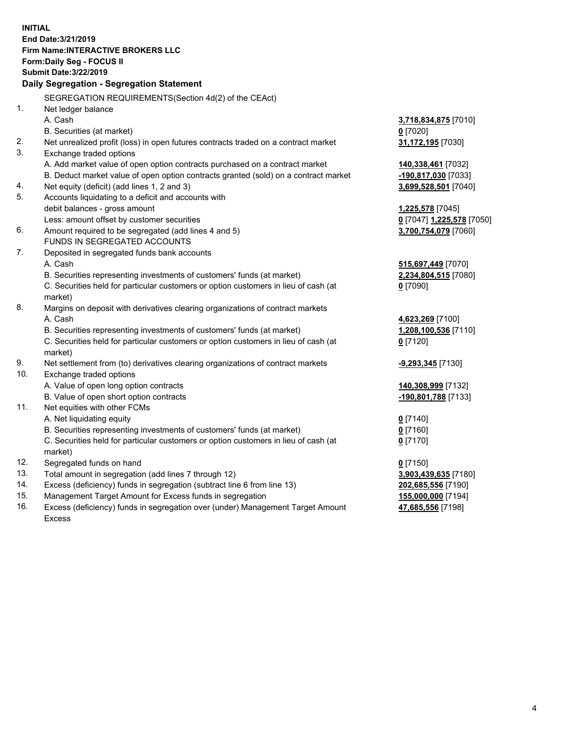**INITIAL**
**End Date:3/21/2019**
**Firm Name:INTERACTIVE BROKERS LLC**
**Form:Daily Seg - FOCUS II**
**Submit Date:3/22/2019**

## Daily Segregation - Segregation Statement

SEGREGATION REQUIREMENTS(Section 4d(2) of the CEAct)

| | | |
|---|---|---|
| 1. | Net ledger balance | |
| | A. Cash | **3,718,834,875** [7010] |
| | B. Securities (at market) | **0** [7020] |
| 2. | Net unrealized profit (loss) in open futures contracts traded on a contract market | **31,172,195** [7030] |
| 3. | Exchange traded options | |
| | A. Add market value of open option contracts purchased on a contract market | **140,338,461** [7032] |
| | B. Deduct market value of open option contracts granted (sold) on a contract market | **-190,817,030** [7033] |
| 4. | Net equity (deficit) (add lines 1, 2 and 3) | **3,699,528,501** [7040] |
| 5. | Accounts liquidating to a deficit and accounts with | |
| | debit balances - gross amount | **1,225,578** [7045] |
| | Less: amount offset by customer securities | **0** [7047] **1,225,578** [7050] |
| 6. | Amount required to be segregated (add lines 4 and 5) | **3,700,754,079** [7060] |
| | FUNDS IN SEGREGATED ACCOUNTS | |
| 7. | Deposited in segregated funds bank accounts | |
| | A. Cash | **515,697,449** [7070] |
| | B. Securities representing investments of customers' funds (at market) | **2,234,804,515** [7080] |
| | C. Securities held for particular customers or option customers in lieu of cash (at market) | **0** [7090] |
| 8. | Margins on deposit with derivatives clearing organizations of contract markets | |
| | A. Cash | **4,623,269** [7100] |
| | B. Securities representing investments of customers' funds (at market) | **1,208,100,536** [7110] |
| | C. Securities held for particular customers or option customers in lieu of cash (at market) | **0** [7120] |
| 9. | Net settlement from (to) derivatives clearing organizations of contract markets | **-9,293,345** [7130] |
| 10. | Exchange traded options | |
| | A. Value of open long option contracts | **140,308,999** [7132] |
| | B. Value of open short option contracts | **-190,801,788** [7133] |
| 11. | Net equities with other FCMs | |
| | A. Net liquidating equity | **0** [7140] |
| | B. Securities representing investments of customers' funds (at market) | **0** [7160] |
| | C. Securities held for particular customers or option customers in lieu of cash (at market) | **0** [7170] |
| 12. | Segregated funds on hand | **0** [7150] |
| 13. | Total amount in segregation (add lines 7 through 12) | **3,903,439,635** [7180] |
| 14. | Excess (deficiency) funds in segregation (subtract line 6 from line 13) | **202,685,556** [7190] |
| 15. | Management Target Amount for Excess funds in segregation | **155,000,000** [7194] |
| 16. | Excess (deficiency) funds in segregation over (under) Management Target Amount Excess | **47,685,556** [7198] |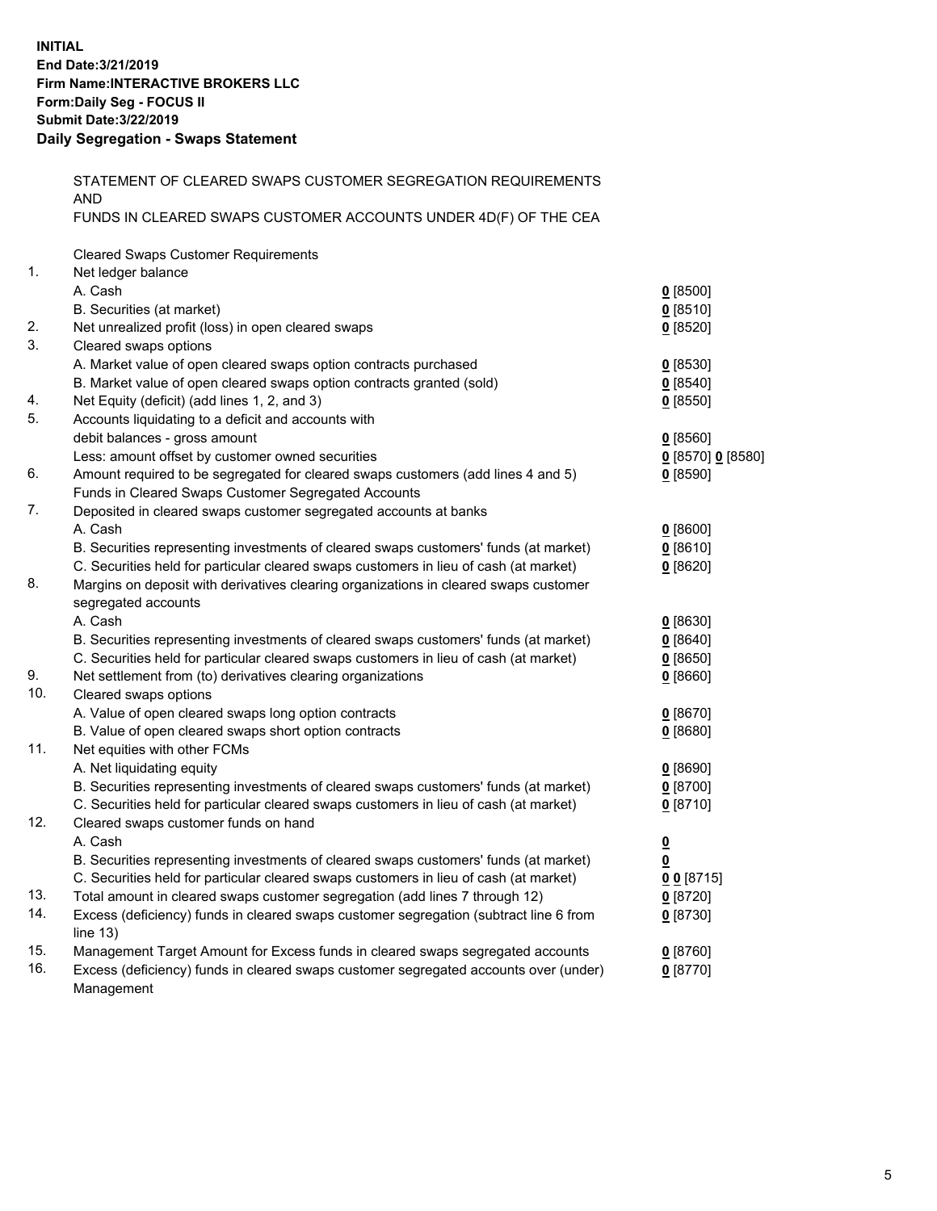**INITIAL**
**End Date:3/21/2019**
**Firm Name:INTERACTIVE BROKERS LLC**
**Form:Daily Seg - FOCUS II**
**Submit Date:3/22/2019**
**Daily Segregation - Swaps Statement**

STATEMENT OF CLEARED SWAPS CUSTOMER SEGREGATION REQUIREMENTS AND FUNDS IN CLEARED SWAPS CUSTOMER ACCOUNTS UNDER 4D(F) OF THE CEA

| | | |
|---|---|---|
| | Cleared Swaps Customer Requirements | |
| 1. | Net ledger balance | |
| | A. Cash | 0 [8500] |
| | B. Securities (at market) | 0 [8510] |
| 2. | Net unrealized profit (loss) in open cleared swaps | 0 [8520] |
| 3. | Cleared swaps options | |
| | A. Market value of open cleared swaps option contracts purchased | 0 [8530] |
| | B. Market value of open cleared swaps option contracts granted (sold) | 0 [8540] |
| 4. | Net Equity (deficit) (add lines 1, 2, and 3) | 0 [8550] |
| 5. | Accounts liquidating to a deficit and accounts with | |
| | debit balances - gross amount | 0 [8560] |
| | Less: amount offset by customer owned securities | 0 [8570] 0 [8580] |
| 6. | Amount required to be segregated for cleared swaps customers (add lines 4 and 5) | 0 [8590] |
| | Funds in Cleared Swaps Customer Segregated Accounts | |
| 7. | Deposited in cleared swaps customer segregated accounts at banks | |
| | A. Cash | 0 [8600] |
| | B. Securities representing investments of cleared swaps customers' funds (at market) | 0 [8610] |
| | C. Securities held for particular cleared swaps customers in lieu of cash (at market) | 0 [8620] |
| 8. | Margins on deposit with derivatives clearing organizations in cleared swaps customer segregated accounts | |
| | A. Cash | 0 [8630] |
| | B. Securities representing investments of cleared swaps customers' funds (at market) | 0 [8640] |
| | C. Securities held for particular cleared swaps customers in lieu of cash (at market) | 0 [8650] |
| 9. | Net settlement from (to) derivatives clearing organizations | 0 [8660] |
| 10. | Cleared swaps options | |
| | A. Value of open cleared swaps long option contracts | 0 [8670] |
| | B. Value of open cleared swaps short option contracts | 0 [8680] |
| 11. | Net equities with other FCMs | |
| | A. Net liquidating equity | 0 [8690] |
| | B. Securities representing investments of cleared swaps customers' funds (at market) | 0 [8700] |
| | C. Securities held for particular cleared swaps customers in lieu of cash (at market) | 0 [8710] |
| 12. | Cleared swaps customer funds on hand | |
| | A. Cash | 0 |
| | B. Securities representing investments of cleared swaps customers' funds (at market) | 0 |
| | C. Securities held for particular cleared swaps customers in lieu of cash (at market) | 0 0 [8715] |
| 13. | Total amount in cleared swaps customer segregation (add lines 7 through 12) | 0 [8720] |
| 14. | Excess (deficiency) funds in cleared swaps customer segregation (subtract line 6 from line 13) | 0 [8730] |
| 15. | Management Target Amount for Excess funds in cleared swaps segregated accounts | 0 [8760] |
| 16. | Excess (deficiency) funds in cleared swaps customer segregated accounts over (under) Management | 0 [8770] |